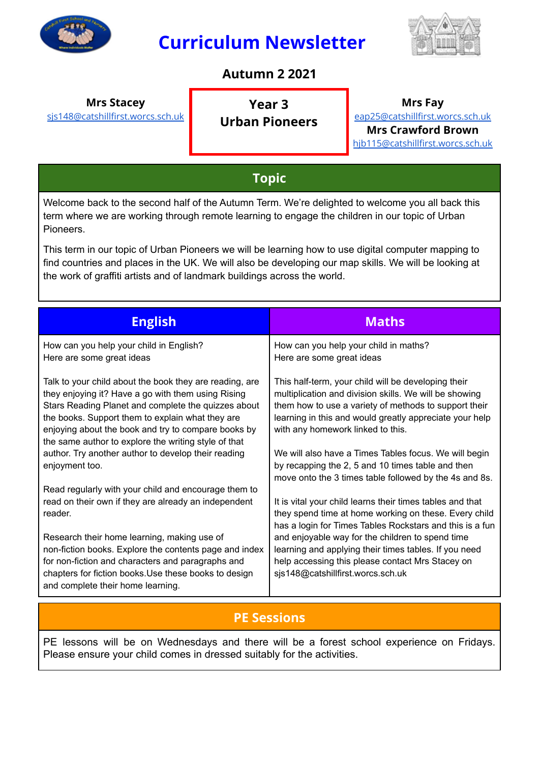# Curriculum Newsletter

## Autumn 2 2021

**Mrs Stacey**
sjs148@catshillfirst.worcs.sch.uk

**Year 3**
**Urban Pioneers**

**Mrs Fay**
eap25@catshillfirst.worcs.sch.uk
**Mrs Crawford Brown**
hjb115@catshillfirst.worcs.sch.uk

## Topic

Welcome back to the second half of the Autumn Term. We're delighted to welcome you all back this term where we are working through remote learning to engage the children in our topic of Urban Pioneers.

This term in our topic of Urban Pioneers we will be learning how to use digital computer mapping to find countries and places in the UK. We will also be developing our map skills. We will be looking at the work of graffiti artists and of landmark buildings across the world.

## English

How can you help your child in English?
Here are some great ideas

Talk to your child about the book they are reading, are they enjoying it? Have a go with them using Rising Stars Reading Planet and complete the quizzes about the books. Support them to explain what they are enjoying about the book and try to compare books by the same author to explore the writing style of that author. Try another author to develop their reading enjoyment too.

Read regularly with your child and encourage them to read on their own if they are already an independent reader.

Research their home learning, making use of non-fiction books. Explore the contents page and index for non-fiction and characters and paragraphs and chapters for fiction books.Use these books to design and complete their home learning.

## Maths

How can you help your child in maths?
Here are some great ideas

This half-term, your child will be developing their multiplication and division skills. We will be showing them how to use a variety of methods to support their learning in this and would greatly appreciate your help with any homework linked to this.

We will also have a Times Tables focus. We will begin by recapping the 2, 5 and 10 times table and then move onto the 3 times table followed by the 4s and 8s.

It is vital your child learns their times tables and that they spend time at home working on these. Every child has a login for Times Tables Rockstars and this is a fun and enjoyable way for the children to spend time learning and applying their times tables. If you need help accessing this please contact Mrs Stacey on sjs148@catshillfirst.worcs.sch.uk

## PE Sessions

PE lessons will be on Wednesdays and there will be a forest school experience on Fridays. Please ensure your child comes in dressed suitably for the activities.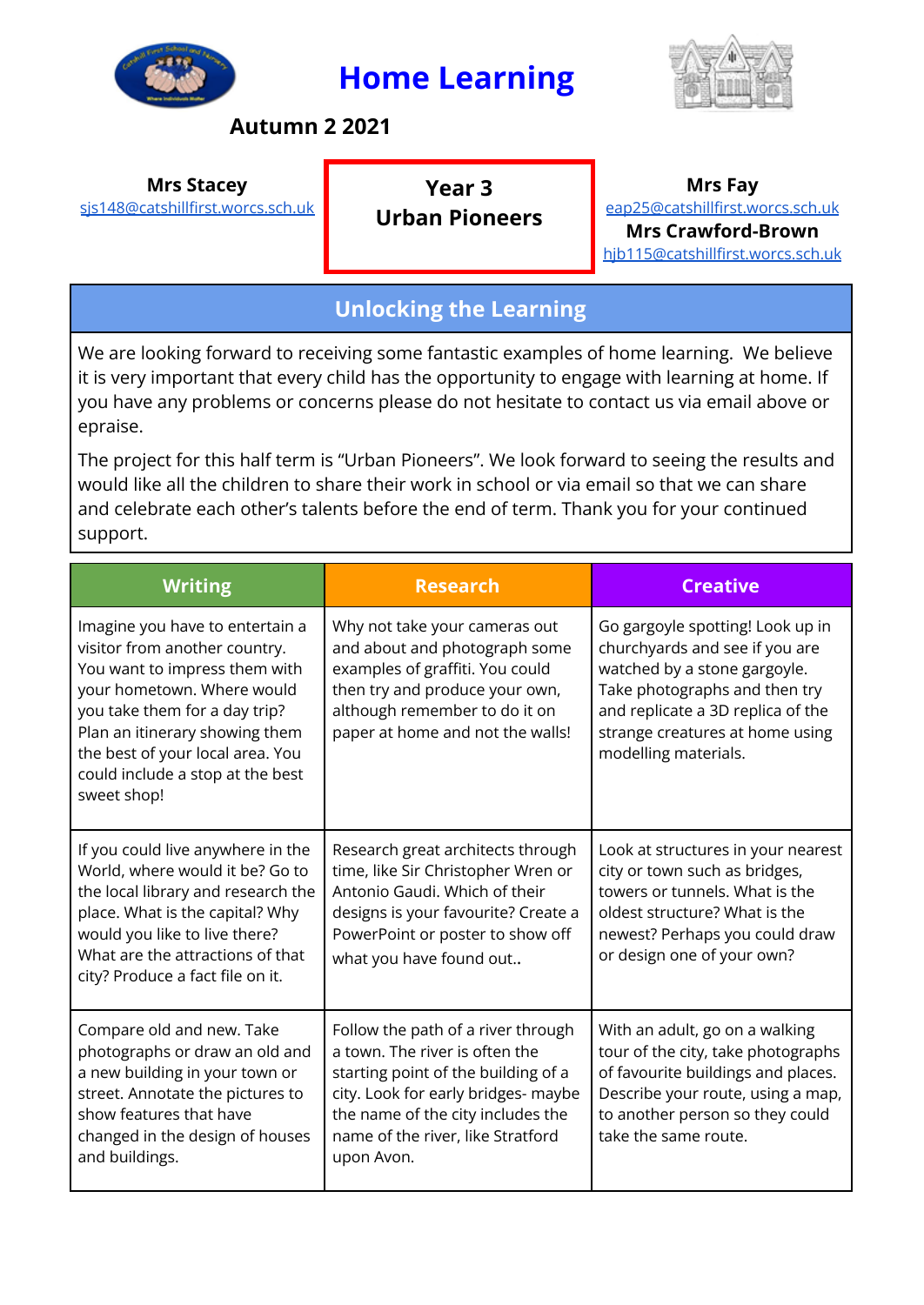# Home Learning

**Autumn 2 2021**

| | | |
|---|---|---|
| **Mrs Stacey**<br>sjs148@catshillfirst.worcs.sch.uk | **Year 3**<br>**Urban Pioneers** | **Mrs Fay**<br>eap25@catshillfirst.worcs.sch.uk<br>**Mrs Crawford-Brown**<br>hjb115@catshillfirst.worcs.sch.uk |

## Unlocking the Learning

We are looking forward to receiving some fantastic examples of home learning. We believe it is very important that every child has the opportunity to engage with learning at home. If you have any problems or concerns please do not hesitate to contact us via email above or epraise.

The project for this half term is "Urban Pioneers". We look forward to seeing the results and would like all the children to share their work in school or via email so that we can share and celebrate each other's talents before the end of term. Thank you for your continued support.

| Writing | Research | Creative |
|---|---|---|
| Imagine you have to entertain a visitor from another country. You want to impress them with your hometown. Where would you take them for a day trip? Plan an itinerary showing them the best of your local area. You could include a stop at the best sweet shop! | Why not take your cameras out and about and photograph some examples of graffiti. You could then try and produce your own, although remember to do it on paper at home and not the walls! | Go gargoyle spotting! Look up in churchyards and see if you are watched by a stone gargoyle. Take photographs and then try and replicate a 3D replica of the strange creatures at home using modelling materials. |
| If you could live anywhere in the World, where would it be? Go to the local library and research the place. What is the capital? Why would you like to live there? What are the attractions of that city? Produce a fact file on it. | Research great architects through time, like Sir Christopher Wren or Antonio Gaudi. Which of their designs is your favourite? Create a PowerPoint or poster to show off what you have found out.. | Look at structures in your nearest city or town such as bridges, towers or tunnels. What is the oldest structure? What is the newest? Perhaps you could draw or design one of your own? |
| Compare old and new. Take photographs or draw an old and a new building in your town or street. Annotate the pictures to show features that have changed in the design of houses and buildings. | Follow the path of a river through a town. The river is often the starting point of the building of a city. Look for early bridges- maybe the name of the city includes the name of the river, like Stratford upon Avon. | With an adult, go on a walking tour of the city, take photographs of favourite buildings and places. Describe your route, using a map, to another person so they could take the same route. |